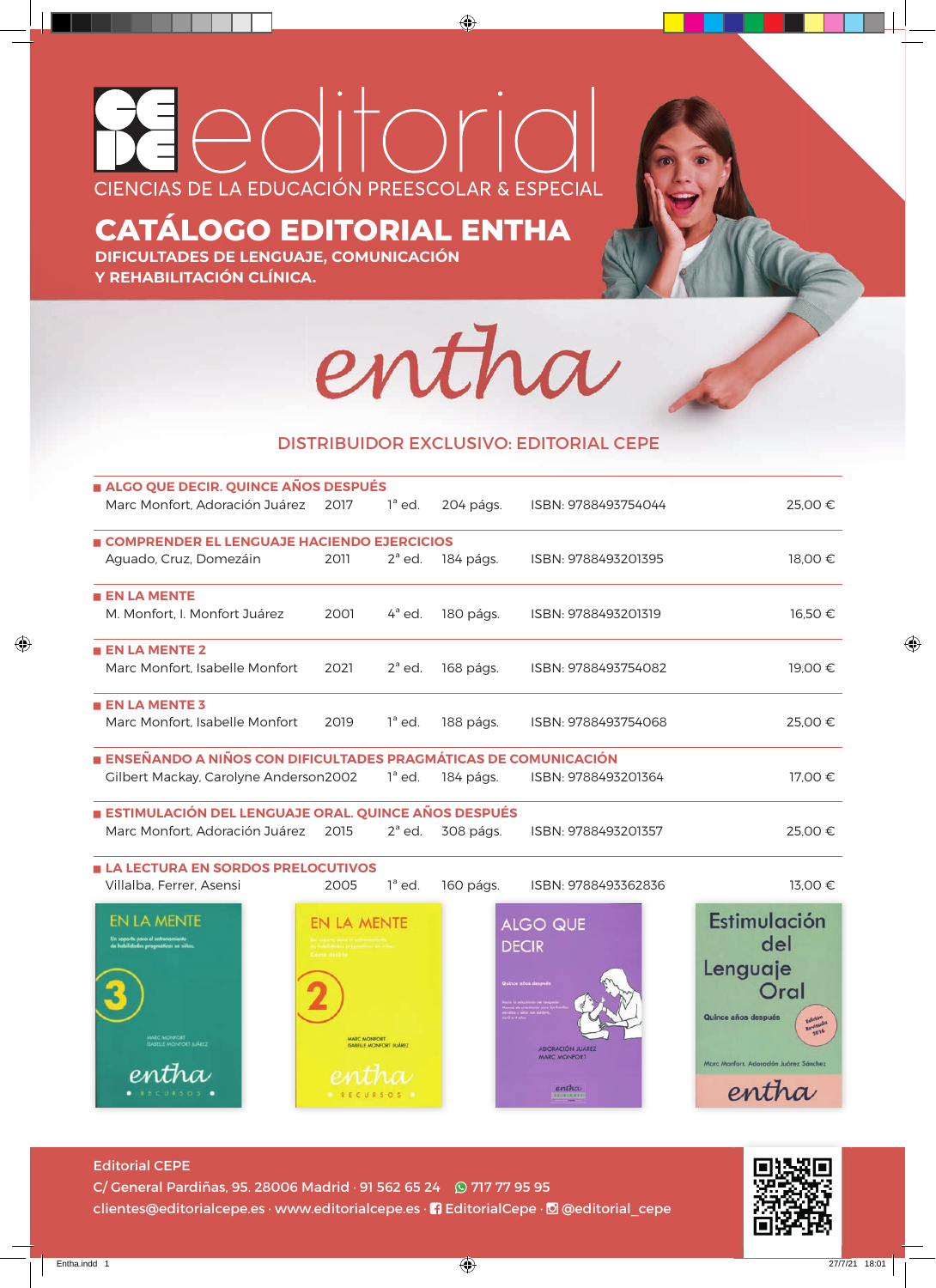# CEPE editorial

CIENCIAS DE LA EDUCACIÓN PREESCOLAR & ESPECIAL

## CATÁLOGO EDITORIAL ENTHA

**DIFICULTADES DE LENGUAJE, COMUNICACIÓN Y REHABILITACIÓN CLÍNICA.**

entha

DISTRIBUIDOR EXCLUSIVO: EDITORIAL CEPE

**ALGO QUE DECIR. QUINCE AÑOS DESPUÉS**
Marc Monfort, Adoración Juárez · 2017 · 1ª ed. · 204 págs. · ISBN: 9788493754044 · 25,00 €

**COMPRENDER EL LENGUAJE HACIENDO EJERCICIOS**
Aguado, Cruz, Domezáin · 2011 · 2ª ed. · 184 págs. · ISBN: 9788493201395 · 18,00 €

**EN LA MENTE**
M. Monfort, I. Monfort Juárez · 2001 · 4ª ed. · 180 págs. · ISBN: 9788493201319 · 16,50 €

**EN LA MENTE 2**
Marc Monfort, Isabelle Monfort · 2021 · 2ª ed. · 168 págs. · ISBN: 9788493754082 · 19,00 €

**EN LA MENTE 3**
Marc Monfort, Isabelle Monfort · 2019 · 1ª ed. · 188 págs. · ISBN: 9788493754068 · 25,00 €

**ENSEÑANDO A NIÑOS CON DIFICULTADES PRAGMÁTICAS DE COMUNICACIÓN**
Gilbert Mackay, Carolyne Anderson · 2002 · 1ª ed. · 184 págs. · ISBN: 9788493201364 · 17,00 €

**ESTIMULACIÓN DEL LENGUAJE ORAL. QUINCE AÑOS DESPUÉS**
Marc Monfort, Adoración Juárez · 2015 · 2ª ed. · 308 págs. · ISBN: 9788493201357 · 25,00 €

**LA LECTURA EN SORDOS PRELOCUTIVOS**
Villalba, Ferrer, Asensi · 2005 · 1ª ed. · 160 págs. · ISBN: 9788493362836 · 13,00 €

Editorial CEPE
C/ General Pardiñas, 95. 28006 Madrid · 91 562 65 24 · 717 77 95 95
clientes@editorialcepe.es · www.editorialcepe.es · EditorialCepe · @editorial_cepe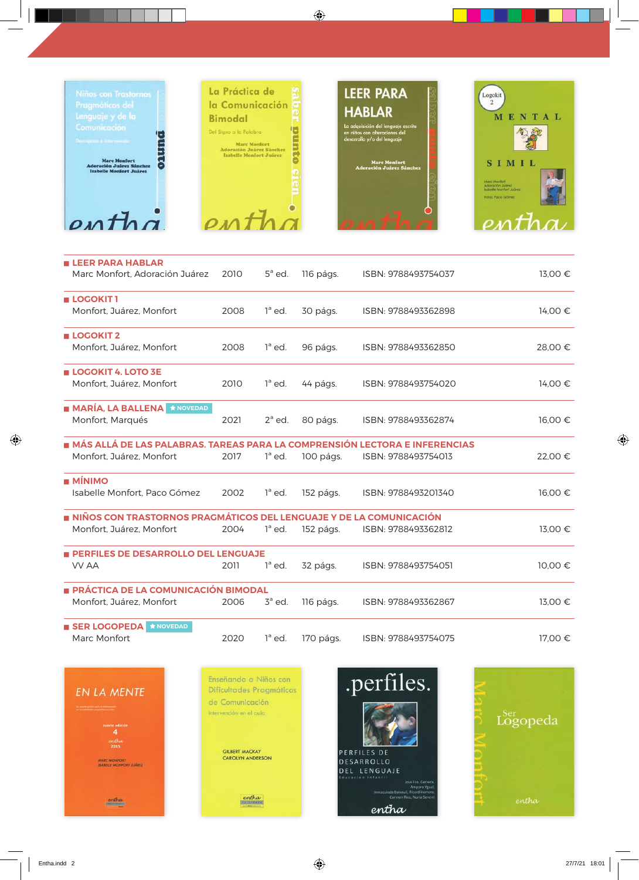### LEER PARA HABLAR
Marc Monfort, Adoración Juárez | 2010 | 5ª ed. | 116 págs. | ISBN: 9788493754037 | 13,00 €

### LOGOKIT 1
Monfort, Juárez, Monfort | 2008 | 1ª ed. | 30 págs. | ISBN: 9788493362898 | 14,00 €

### LOGOKIT 2
Monfort, Juárez, Monfort | 2008 | 1ª ed. | 96 págs. | ISBN: 9788493362850 | 28,00 €

### LOGOKIT 4. LOTO 3E
Monfort, Juárez, Monfort | 2010 | 1ª ed. | 44 págs. | ISBN: 9788493754020 | 14,00 €

### MARÍA, LA BALLENA ★ NOVEDAD
Monfort, Marqués | 2021 | 2ª ed. | 80 págs. | ISBN: 9788493362874 | 16,00 €

### MÁS ALLÁ DE LAS PALABRAS. TAREAS PARA LA COMPRENSIÓN LECTORA E INFERENCIAS
Monfort, Juárez, Monfort | 2017 | 1ª ed. | 100 págs. | ISBN: 9788493754013 | 22,00 €

### MÍNIMO
Isabelle Monfort, Paco Gómez | 2002 | 1ª ed. | 152 págs. | ISBN: 9788493201340 | 16,00 €

### NIÑOS CON TRASTORNOS PRAGMÁTICOS DEL LENGUAJE Y DE LA COMUNICACIÓN
Monfort, Juárez, Monfort | 2004 | 1ª ed. | 152 págs. | ISBN: 9788493362812 | 13,00 €

### PERFILES DE DESARROLLO DEL LENGUAJE
VV AA | 2011 | 1ª ed. | 32 págs. | ISBN: 9788493754051 | 10,00 €

### PRÁCTICA DE LA COMUNICACIÓN BIMODAL
Monfort, Juárez, Monfort | 2006 | 3ª ed. | 116 págs. | ISBN: 9788493362867 | 13,00 €

### SER LOGOPEDA ★ NOVEDAD
Marc Monfort | 2020 | 1ª ed. | 170 págs. | ISBN: 9788493754075 | 17,00 €